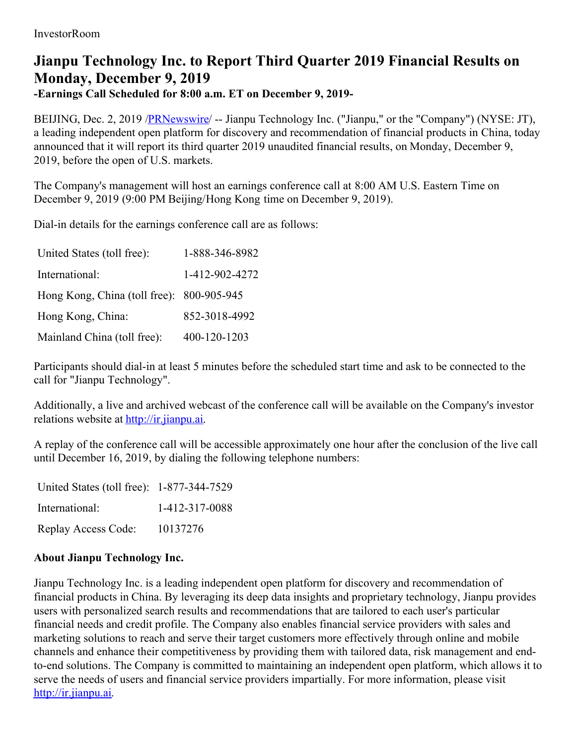InvestorRoom

# Jianpu Technology Inc. to Report Third Quarter 2019 Financial Results on Monday, December 9, 2019

**-Earnings Call Scheduled for 8:00 a.m. ET on December 9, 2019-**

BEIJING, Dec. 2, 2019 /PRNewswire/ -- Jianpu Technology Inc. ("Jianpu," or the "Company") (NYSE: JT), a leading independent open platform for discovery and recommendation of financial products in China, today announced that it will report its third quarter 2019 unaudited financial results, on Monday, December 9, 2019, before the open of U.S. markets.

The Company's management will host an earnings conference call at 8:00 AM U.S. Eastern Time on December 9, 2019 (9:00 PM Beijing/Hong Kong time on December 9, 2019).

Dial-in details for the earnings conference call are as follows:

| | |
|---|---|
| United States (toll free): | 1-888-346-8982 |
| International: | 1-412-902-4272 |
| Hong Kong, China (toll free): | 800-905-945 |
| Hong Kong, China: | 852-3018-4992 |
| Mainland China (toll free): | 400-120-1203 |

Participants should dial-in at least 5 minutes before the scheduled start time and ask to be connected to the call for "Jianpu Technology".

Additionally, a live and archived webcast of the conference call will be available on the Company's investor relations website at http://ir.jianpu.ai.

A replay of the conference call will be accessible approximately one hour after the conclusion of the live call until December 16, 2019, by dialing the following telephone numbers:

| | |
|---|---|
| United States (toll free): | 1-877-344-7529 |
| International: | 1-412-317-0088 |
| Replay Access Code: | 10137276 |

### About Jianpu Technology Inc.

Jianpu Technology Inc. is a leading independent open platform for discovery and recommendation of financial products in China. By leveraging its deep data insights and proprietary technology, Jianpu provides users with personalized search results and recommendations that are tailored to each user's particular financial needs and credit profile. The Company also enables financial service providers with sales and marketing solutions to reach and serve their target customers more effectively through online and mobile channels and enhance their competitiveness by providing them with tailored data, risk management and end-to-end solutions. The Company is committed to maintaining an independent open platform, which allows it to serve the needs of users and financial service providers impartially. For more information, please visit http://ir.jianpu.ai.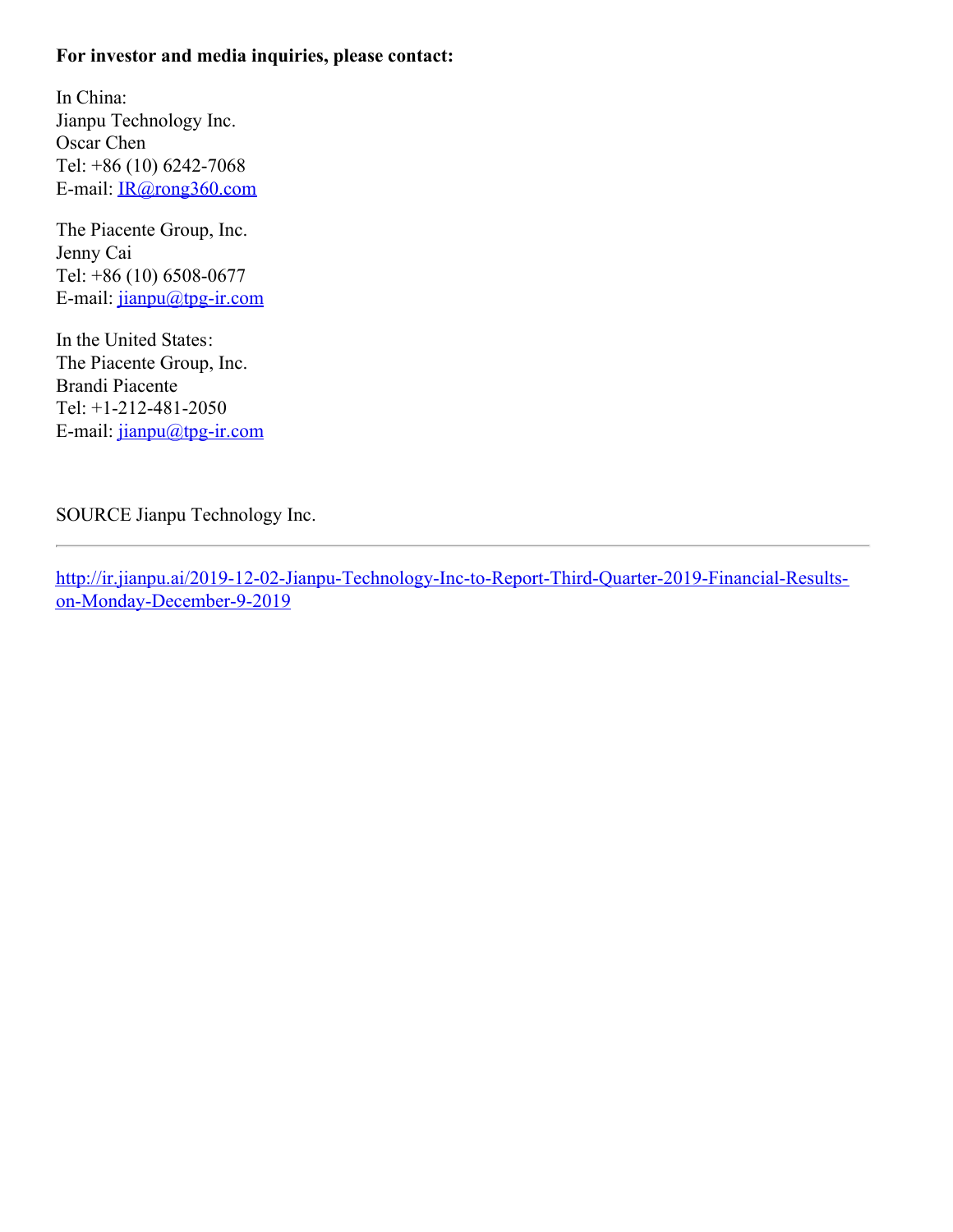**For investor and media inquiries, please contact:**

In China:
Jianpu Technology Inc.
Oscar Chen
Tel: +86 (10) 6242-7068
E-mail: IR@rong360.com

The Piacente Group, Inc.
Jenny Cai
Tel: +86 (10) 6508-0677
E-mail: jianpu@tpg-ir.com

In the United States:
The Piacente Group, Inc.
Brandi Piacente
Tel: +1-212-481-2050
E-mail: jianpu@tpg-ir.com

SOURCE Jianpu Technology Inc.

---

http://ir.jianpu.ai/2019-12-02-Jianpu-Technology-Inc-to-Report-Third-Quarter-2019-Financial-Results-on-Monday-December-9-2019